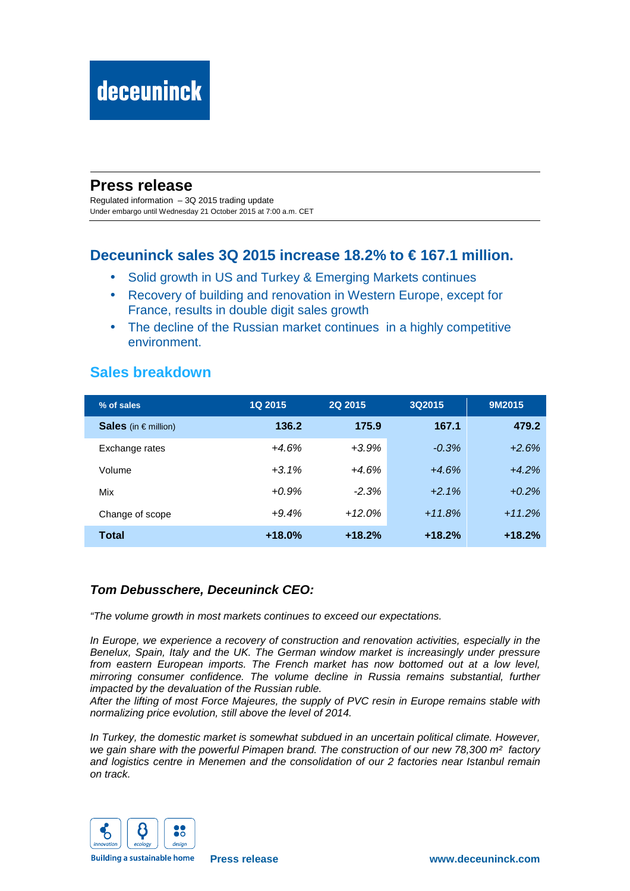# Press release

Regulated information – 3Q 2015 trading update
Under embargo until Wednesday 21 October 2015 at 7:00 a.m. CET

## Deceuninck sales 3Q 2015 increase 18.2% to € 167.1 million.

- Solid growth in US and Turkey & Emerging Markets continues
- Recovery of building and renovation in Western Europe, except for France, results in double digit sales growth
- The decline of the Russian market continues in a highly competitive environment.

## Sales breakdown

| % of sales | 1Q 2015 | 2Q 2015 | 3Q2015 | 9M2015 |
|---|---|---|---|---|
| **Sales** (in € million) | **136.2** | **175.9** | **167.1** | **479.2** |
| Exchange rates | *+4.6%* | *+3.9%* | *-0.3%* | *+2.6%* |
| Volume | *+3.1%* | *+4.6%* | *+4.6%* | *+4.2%* |
| Mix | *+0.9%* | *-2.3%* | *+2.1%* | *+0.2%* |
| Change of scope | *+9.4%* | *+12.0%* | *+11.8%* | *+11.2%* |
| **Total** | **+18.0%** | **+18.2%** | **+18.2%** | **+18.2%** |

### *Tom Debusschere, Deceuninck CEO:*

*"The volume growth in most markets continues to exceed our expectations.*

*In Europe, we experience a recovery of construction and renovation activities, especially in the Benelux, Spain, Italy and the UK. The German window market is increasingly under pressure from eastern European imports. The French market has now bottomed out at a low level, mirroring consumer confidence. The volume decline in Russia remains substantial, further impacted by the devaluation of the Russian ruble.*
*After the lifting of most Force Majeures, the supply of PVC resin in Europe remains stable with normalizing price evolution, still above the level of 2014.*

*In Turkey, the domestic market is somewhat subdued in an uncertain political climate. However, we gain share with the powerful Pimapen brand. The construction of our new 78,300 m² factory and logistics centre in Menemen and the consolidation of our 2 factories near Istanbul remain on track.*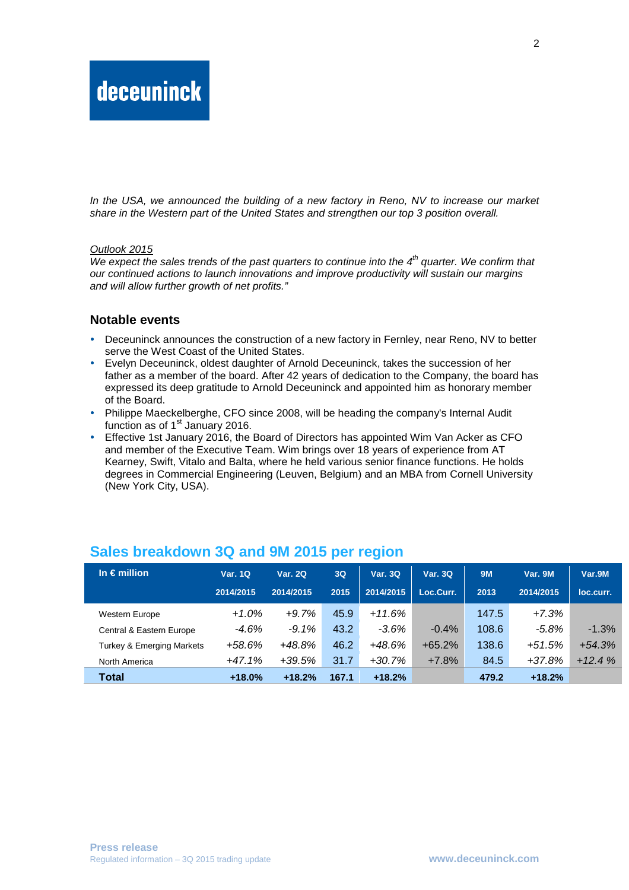*In the USA, we announced the building of a new factory in Reno, NV to increase our market share in the Western part of the United States and strengthen our top 3 position overall.*

*Outlook 2015*

*We expect the sales trends of the past quarters to continue into the 4th quarter. We confirm that our continued actions to launch innovations and improve productivity will sustain our margins and will allow further growth of net profits."*

### Notable events

- Deceuninck announces the construction of a new factory in Fernley, near Reno, NV to better serve the West Coast of the United States.
- Evelyn Deceuninck, oldest daughter of Arnold Deceuninck, takes the succession of her father as a member of the board. After 42 years of dedication to the Company, the board has expressed its deep gratitude to Arnold Deceuninck and appointed him as honorary member of the Board.
- Philippe Maeckelberghe, CFO since 2008, will be heading the company's Internal Audit function as of 1st January 2016.
- Effective 1st January 2016, the Board of Directors has appointed Wim Van Acker as CFO and member of the Executive Team. Wim brings over 18 years of experience from AT Kearney, Swift, Vitalo and Balta, where he held various senior finance functions. He holds degrees in Commercial Engineering (Leuven, Belgium) and an MBA from Cornell University (New York City, USA).

## Sales breakdown 3Q and 9M 2015 per region

| In € million | Var. 1Q 2014/2015 | Var. 2Q 2014/2015 | 3Q 2015 | Var. 3Q 2014/2015 | Var. 3Q Loc.Curr. | 9M 2013 | Var. 9M 2014/2015 | Var.9M loc.curr. |
|---|---|---|---|---|---|---|---|---|
| Western Europe | *+1.0%* | *+9.7%* | 45.9 | *+11.6%* | | 147.5 | *+7.3%* | |
| Central & Eastern Europe | *-4.6%* | *-9.1%* | 43.2 | *-3.6%* | -0.4% | 108.6 | *-5.8%* | -1.3% |
| Turkey & Emerging Markets | *+58.6%* | *+48.8%* | 46.2 | *+48.6%* | +65.2% | 138.6 | *+51.5%* | *+54.3%* |
| North America | *+47.1%* | *+39.5%* | 31.7 | *+30.7%* | +7.8% | 84.5 | *+37.8%* | *+12.4 %* |
| **Total** | **+18.0%** | **+18.2%** | **167.1** | **+18.2%** | | **479.2** | **+18.2%** | |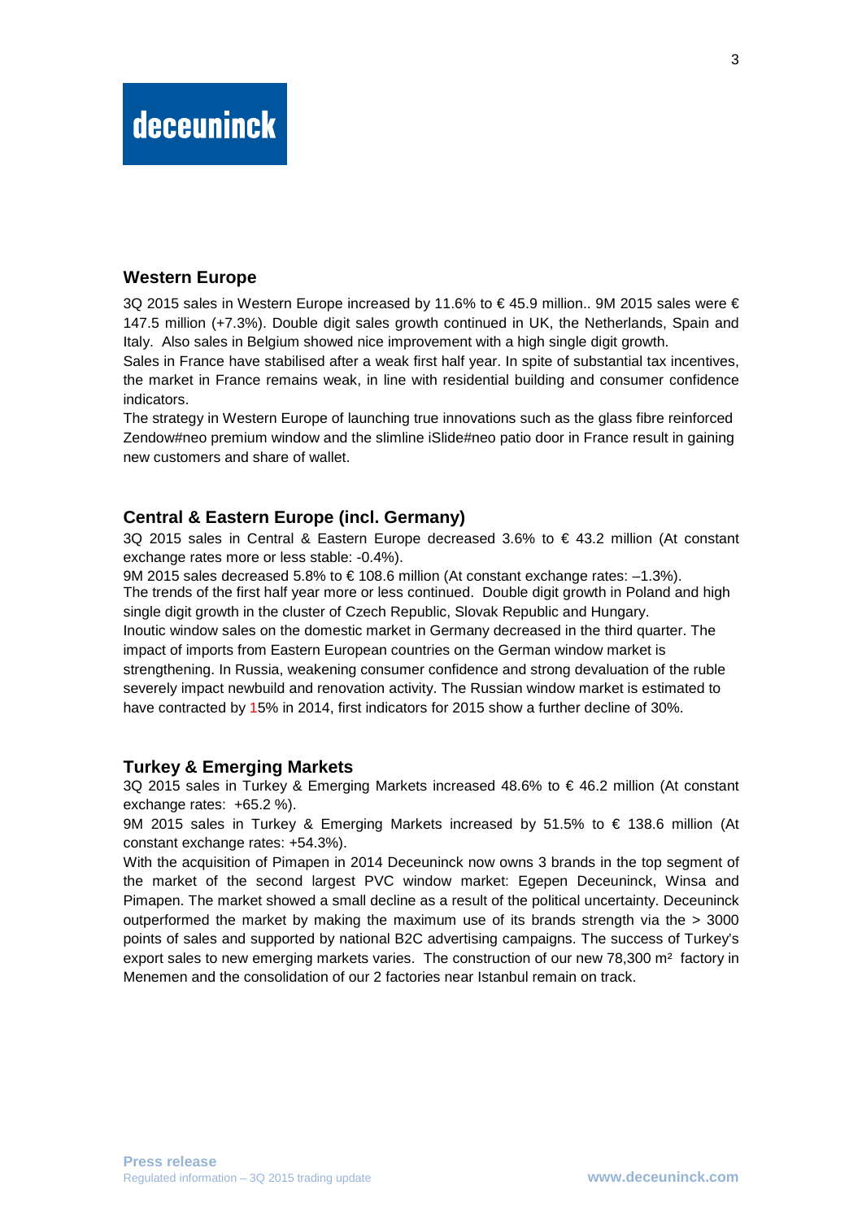## Western Europe

3Q 2015 sales in Western Europe increased by 11.6% to € 45.9 million.. 9M 2015 sales were € 147.5 million (+7.3%). Double digit sales growth continued in UK, the Netherlands, Spain and Italy. Also sales in Belgium showed nice improvement with a high single digit growth.
Sales in France have stabilised after a weak first half year. In spite of substantial tax incentives, the market in France remains weak, in line with residential building and consumer confidence indicators.
The strategy in Western Europe of launching true innovations such as the glass fibre reinforced Zendow#neo premium window and the slimline iSlide#neo patio door in France result in gaining new customers and share of wallet.

## Central & Eastern Europe (incl. Germany)

3Q 2015 sales in Central & Eastern Europe decreased 3.6% to € 43.2 million (At constant exchange rates more or less stable: -0.4%).
9M 2015 sales decreased 5.8% to € 108.6 million (At constant exchange rates: –1.3%).
The trends of the first half year more or less continued. Double digit growth in Poland and high single digit growth in the cluster of Czech Republic, Slovak Republic and Hungary.
Inoutic window sales on the domestic market in Germany decreased in the third quarter. The impact of imports from Eastern European countries on the German window market is strengthening. In Russia, weakening consumer confidence and strong devaluation of the ruble severely impact newbuild and renovation activity. The Russian window market is estimated to have contracted by 15% in 2014, first indicators for 2015 show a further decline of 30%.

## Turkey & Emerging Markets

3Q 2015 sales in Turkey & Emerging Markets increased 48.6% to € 46.2 million (At constant exchange rates: +65.2 %).
9M 2015 sales in Turkey & Emerging Markets increased by 51.5% to € 138.6 million (At constant exchange rates: +54.3%).
With the acquisition of Pimapen in 2014 Deceuninck now owns 3 brands in the top segment of the market of the second largest PVC window market: Egepen Deceuninck, Winsa and Pimapen. The market showed a small decline as a result of the political uncertainty. Deceuninck outperformed the market by making the maximum use of its brands strength via the > 3000 points of sales and supported by national B2C advertising campaigns. The success of Turkey's export sales to new emerging markets varies. The construction of our new 78,300 m² factory in Menemen and the consolidation of our 2 factories near Istanbul remain on track.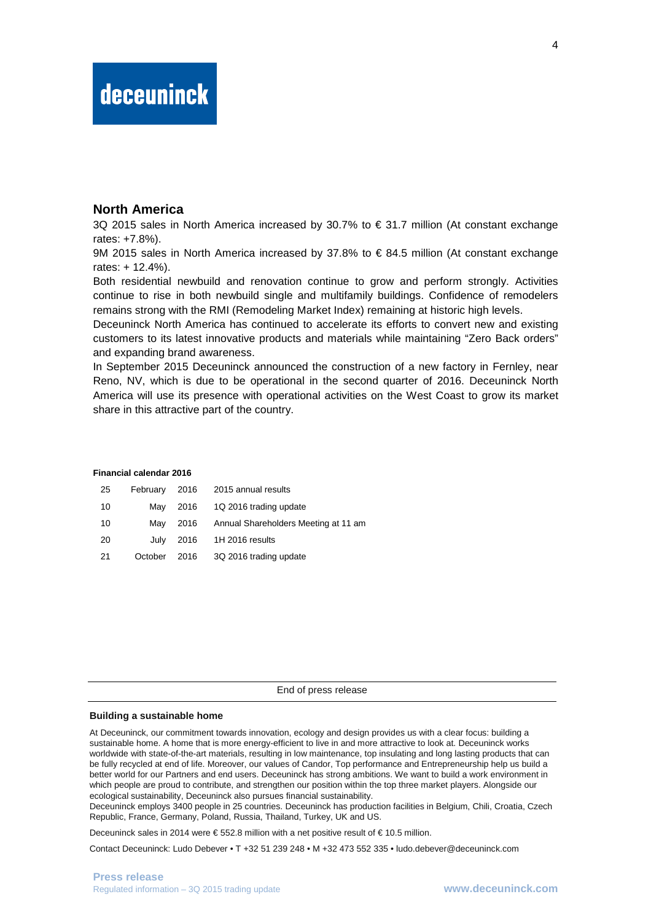## North America

3Q 2015 sales in North America increased by 30.7% to € 31.7 million (At constant exchange rates: +7.8%).

9M 2015 sales in North America increased by 37.8% to € 84.5 million (At constant exchange rates: + 12.4%).

Both residential newbuild and renovation continue to grow and perform strongly. Activities continue to rise in both newbuild single and multifamily buildings. Confidence of remodelers remains strong with the RMI (Remodeling Market Index) remaining at historic high levels.

Deceuninck North America has continued to accelerate its efforts to convert new and existing customers to its latest innovative products and materials while maintaining "Zero Back orders" and expanding brand awareness.

In September 2015 Deceuninck announced the construction of a new factory in Fernley, near Reno, NV, which is due to be operational in the second quarter of 2016. Deceuninck North America will use its presence with operational activities on the West Coast to grow its market share in this attractive part of the country.

**Financial calendar 2016**

| | | | |
|---|---|---|---|
| 25 | February | 2016 | 2015 annual results |
| 10 | May | 2016 | 1Q 2016 trading update |
| 10 | May | 2016 | Annual Shareholders Meeting at 11 am |
| 20 | July | 2016 | 1H 2016 results |
| 21 | October | 2016 | 3Q 2016 trading update |

End of press release

**Building a sustainable home**

At Deceuninck, our commitment towards innovation, ecology and design provides us with a clear focus: building a sustainable home. A home that is more energy-efficient to live in and more attractive to look at. Deceuninck works worldwide with state-of-the-art materials, resulting in low maintenance, top insulating and long lasting products that can be fully recycled at end of life. Moreover, our values of Candor, Top performance and Entrepreneurship help us build a better world for our Partners and end users. Deceuninck has strong ambitions. We want to build a work environment in which people are proud to contribute, and strengthen our position within the top three market players. Alongside our ecological sustainability, Deceuninck also pursues financial sustainability.
Deceuninck employs 3400 people in 25 countries. Deceuninck has production facilities in Belgium, Chili, Croatia, Czech Republic, France, Germany, Poland, Russia, Thailand, Turkey, UK and US.

Deceuninck sales in 2014 were € 552.8 million with a net positive result of € 10.5 million.

Contact Deceuninck: Ludo Debever • T +32 51 239 248 • M +32 473 552 335 • ludo.debever@deceuninck.com